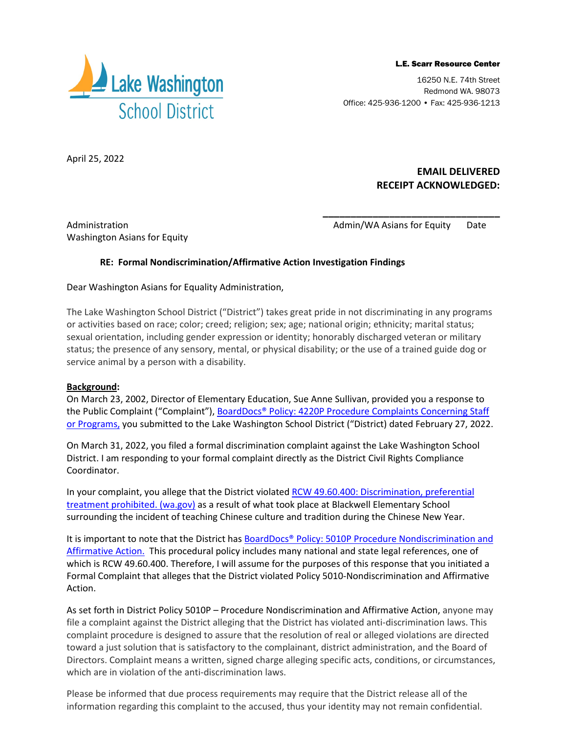Lake Washington School District

**L.E. Scarr Resource Center**

16250 N.E. 74th Street
Redmond WA. 98073
Office: 425-936-1200 • Fax: 425-936-1213

April 25, 2022

**EMAIL DELIVERED**
**RECEIPT ACKNOWLEDGED:**

___________________________________
Admin/WA Asians for Equity Date

Administration
Washington Asians for Equity

**RE: Formal Nondiscrimination/Affirmative Action Investigation Findings**

Dear Washington Asians for Equality Administration,

The Lake Washington School District ("District") takes great pride in not discriminating in any programs or activities based on race; color; creed; religion; sex; age; national origin; ethnicity; marital status; sexual orientation, including gender expression or identity; honorably discharged veteran or military status; the presence of any sensory, mental, or physical disability; or the use of a trained guide dog or service animal by a person with a disability.

**Background:**

On March 23, 2002, Director of Elementary Education, Sue Anne Sullivan, provided you a response to the Public Complaint ("Complaint"), BoardDocs® Policy: 4220P Procedure Complaints Concerning Staff or Programs, you submitted to the Lake Washington School District ("District) dated February 27, 2022.

On March 31, 2022, you filed a formal discrimination complaint against the Lake Washington School District. I am responding to your formal complaint directly as the District Civil Rights Compliance Coordinator.

In your complaint, you allege that the District violated RCW 49.60.400: Discrimination, preferential treatment prohibited. (wa.gov) as a result of what took place at Blackwell Elementary School surrounding the incident of teaching Chinese culture and tradition during the Chinese New Year.

It is important to note that the District has BoardDocs® Policy: 5010P Procedure Nondiscrimination and Affirmative Action. This procedural policy includes many national and state legal references, one of which is RCW 49.60.400. Therefore, I will assume for the purposes of this response that you initiated a Formal Complaint that alleges that the District violated Policy 5010-Nondiscrimination and Affirmative Action.

As set forth in District Policy 5010P – Procedure Nondiscrimination and Affirmative Action, anyone may file a complaint against the District alleging that the District has violated anti-discrimination laws. This complaint procedure is designed to assure that the resolution of real or alleged violations are directed toward a just solution that is satisfactory to the complainant, district administration, and the Board of Directors. Complaint means a written, signed charge alleging specific acts, conditions, or circumstances, which are in violation of the anti-discrimination laws.

Please be informed that due process requirements may require that the District release all of the information regarding this complaint to the accused, thus your identity may not remain confidential.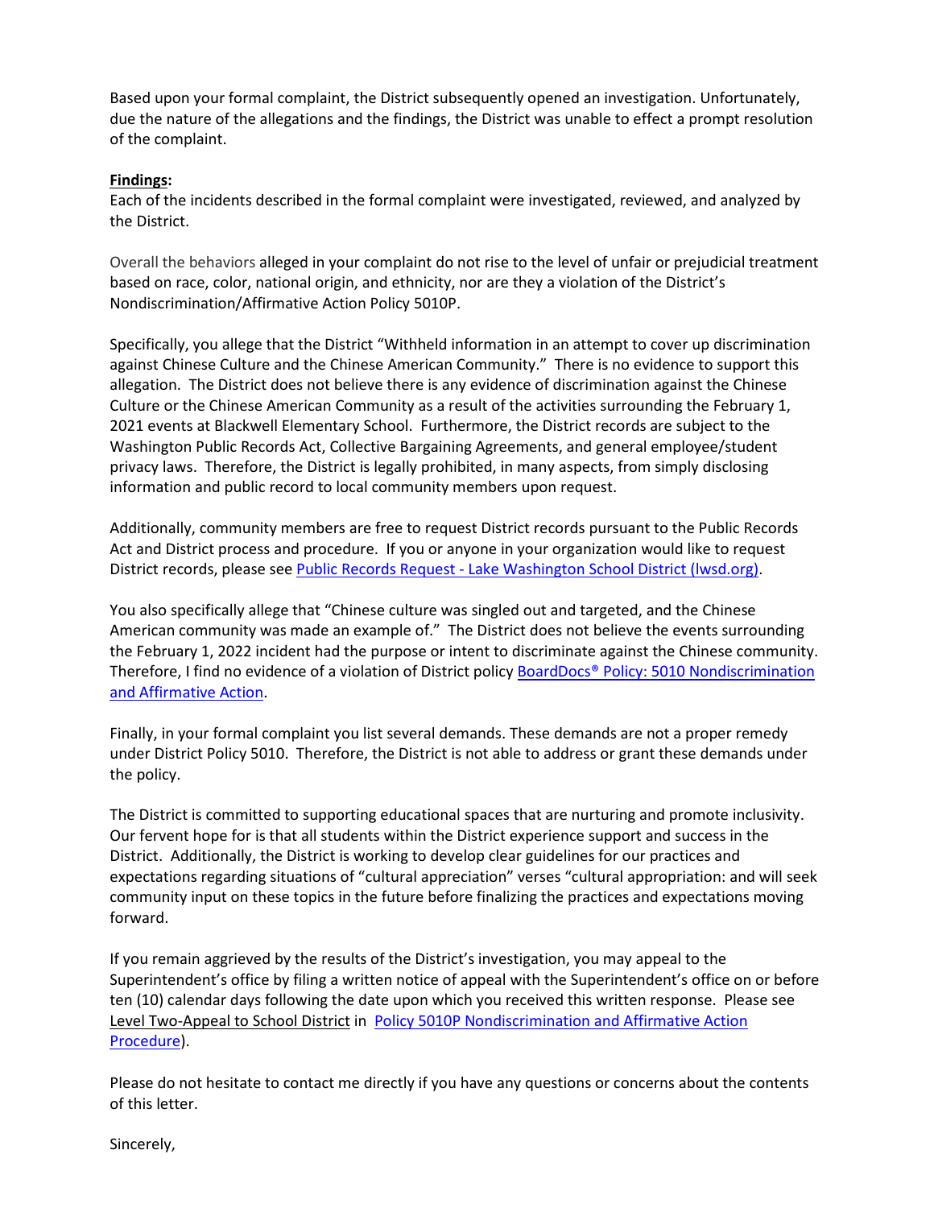Based upon your formal complaint, the District subsequently opened an investigation. Unfortunately, due the nature of the allegations and the findings, the District was unable to effect a prompt resolution of the complaint.

**Findings:**
Each of the incidents described in the formal complaint were investigated, reviewed, and analyzed by the District.

Overall the behaviors alleged in your complaint do not rise to the level of unfair or prejudicial treatment based on race, color, national origin, and ethnicity, nor are they a violation of the District's Nondiscrimination/Affirmative Action Policy 5010P.

Specifically, you allege that the District "Withheld information in an attempt to cover up discrimination against Chinese Culture and the Chinese American Community." There is no evidence to support this allegation. The District does not believe there is any evidence of discrimination against the Chinese Culture or the Chinese American Community as a result of the activities surrounding the February 1, 2021 events at Blackwell Elementary School. Furthermore, the District records are subject to the Washington Public Records Act, Collective Bargaining Agreements, and general employee/student privacy laws. Therefore, the District is legally prohibited, in many aspects, from simply disclosing information and public record to local community members upon request.

Additionally, community members are free to request District records pursuant to the Public Records Act and District process and procedure. If you or anyone in your organization would like to request District records, please see [Public Records Request - Lake Washington School District (lwsd.org)](https://www.lwsd.org).

You also specifically allege that "Chinese culture was singled out and targeted, and the Chinese American community was made an example of." The District does not believe the events surrounding the February 1, 2022 incident had the purpose or intent to discriminate against the Chinese community. Therefore, I find no evidence of a violation of District policy BoardDocs® Policy: 5010 Nondiscrimination and Affirmative Action.

Finally, in your formal complaint you list several demands. These demands are not a proper remedy under District Policy 5010. Therefore, the District is not able to address or grant these demands under the policy.

The District is committed to supporting educational spaces that are nurturing and promote inclusivity. Our fervent hope for is that all students within the District experience support and success in the District. Additionally, the District is working to develop clear guidelines for our practices and expectations regarding situations of "cultural appreciation" verses "cultural appropriation: and will seek community input on these topics in the future before finalizing the practices and expectations moving forward.

If you remain aggrieved by the results of the District's investigation, you may appeal to the Superintendent's office by filing a written notice of appeal with the Superintendent's office on or before ten (10) calendar days following the date upon which you received this written response. Please see Level Two-Appeal to School District in Policy 5010P Nondiscrimination and Affirmative Action Procedure).

Please do not hesitate to contact me directly if you have any questions or concerns about the contents of this letter.

Sincerely,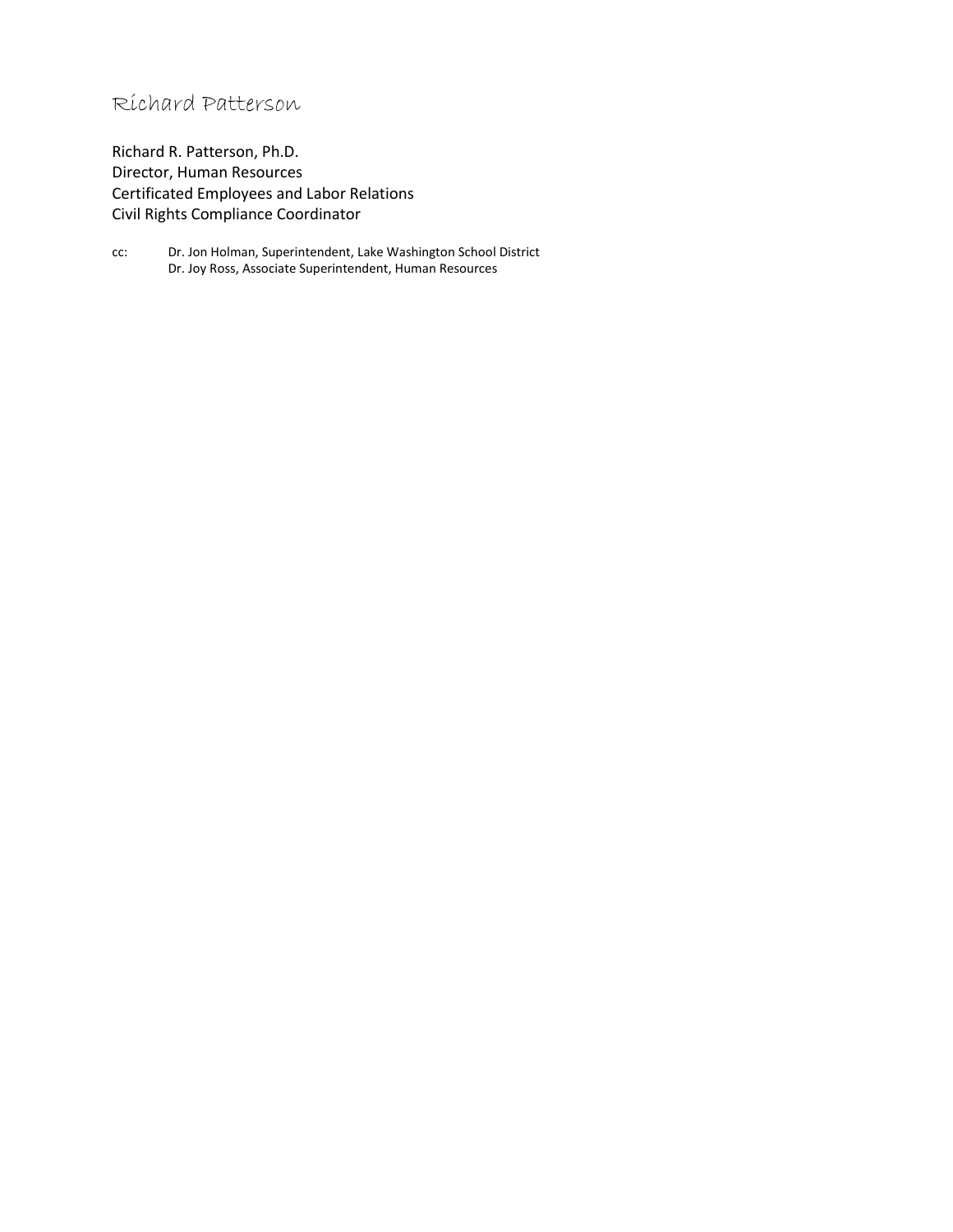*Richard Patterson*

Richard R. Patterson, Ph.D.
Director, Human Resources
Certificated Employees and Labor Relations
Civil Rights Compliance Coordinator

cc: Dr. Jon Holman, Superintendent, Lake Washington School District
Dr. Joy Ross, Associate Superintendent, Human Resources